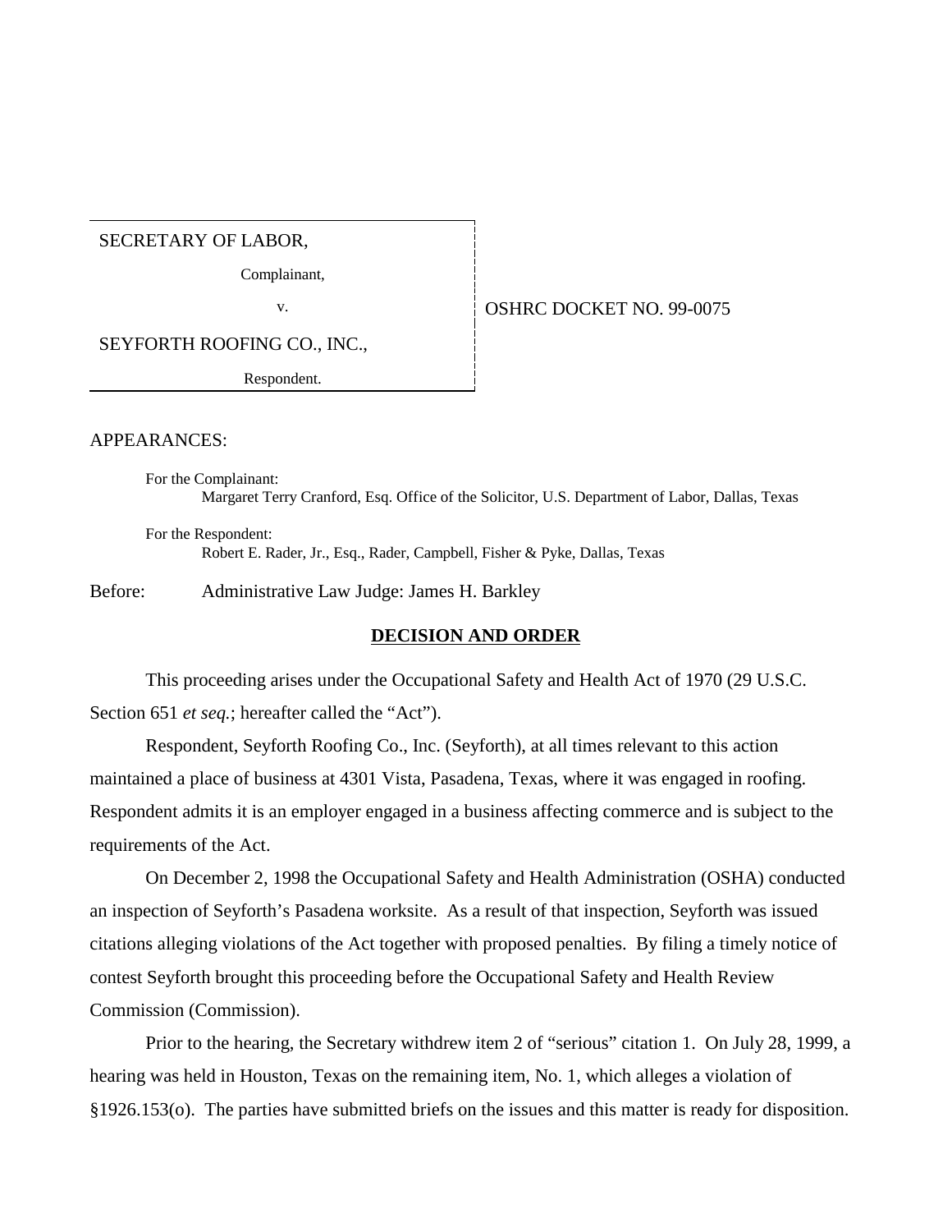SECRETARY OF LABOR,

Complainant,

v.

SEYFORTH ROOFING CO., INC.,

Respondent.

OSHRC DOCKET NO. 99-0075

APPEARANCES:

For the Complainant:
Margaret Terry Cranford, Esq. Office of the Solicitor, U.S. Department of Labor, Dallas, Texas

For the Respondent:
Robert E. Rader, Jr., Esq., Rader, Campbell, Fisher & Pyke, Dallas, Texas

Before: Administrative Law Judge: James H. Barkley

## DECISION AND ORDER

This proceeding arises under the Occupational Safety and Health Act of 1970 (29 U.S.C. Section 651 *et seq.*; hereafter called the "Act").

Respondent, Seyforth Roofing Co., Inc. (Seyforth), at all times relevant to this action maintained a place of business at 4301 Vista, Pasadena, Texas, where it was engaged in roofing. Respondent admits it is an employer engaged in a business affecting commerce and is subject to the requirements of the Act.

On December 2, 1998 the Occupational Safety and Health Administration (OSHA) conducted an inspection of Seyforth's Pasadena worksite. As a result of that inspection, Seyforth was issued citations alleging violations of the Act together with proposed penalties. By filing a timely notice of contest Seyforth brought this proceeding before the Occupational Safety and Health Review Commission (Commission).

Prior to the hearing, the Secretary withdrew item 2 of "serious" citation 1. On July 28, 1999, a hearing was held in Houston, Texas on the remaining item, No. 1, which alleges a violation of §1926.153(o). The parties have submitted briefs on the issues and this matter is ready for disposition.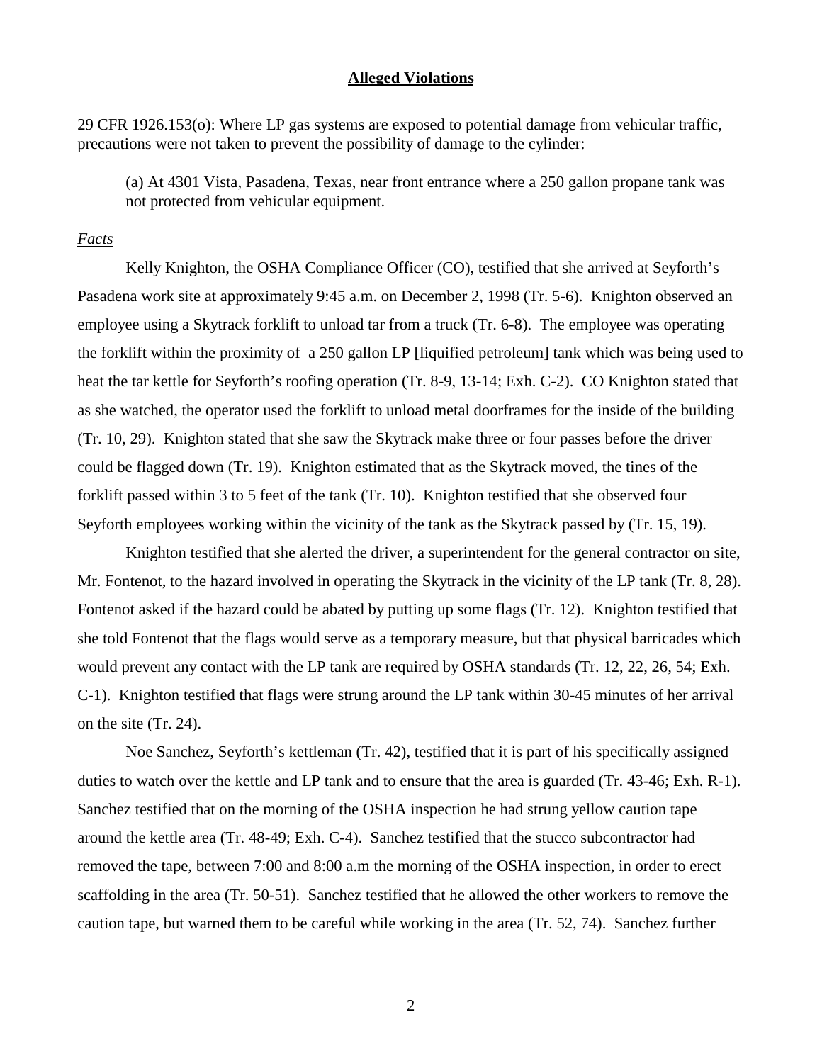## Alleged Violations

29 CFR 1926.153(o): Where LP gas systems are exposed to potential damage from vehicular traffic, precautions were not taken to prevent the possibility of damage to the cylinder:

> (a) At 4301 Vista, Pasadena, Texas, near front entrance where a 250 gallon propane tank was not protected from vehicular equipment.

*Facts*

Kelly Knighton, the OSHA Compliance Officer (CO), testified that she arrived at Seyforth's Pasadena work site at approximately 9:45 a.m. on December 2, 1998 (Tr. 5-6). Knighton observed an employee using a Skytrack forklift to unload tar from a truck (Tr. 6-8). The employee was operating the forklift within the proximity of a 250 gallon LP [liquified petroleum] tank which was being used to heat the tar kettle for Seyforth's roofing operation (Tr. 8-9, 13-14; Exh. C-2). CO Knighton stated that as she watched, the operator used the forklift to unload metal doorframes for the inside of the building (Tr. 10, 29). Knighton stated that she saw the Skytrack make three or four passes before the driver could be flagged down (Tr. 19). Knighton estimated that as the Skytrack moved, the tines of the forklift passed within 3 to 5 feet of the tank (Tr. 10). Knighton testified that she observed four Seyforth employees working within the vicinity of the tank as the Skytrack passed by (Tr. 15, 19).

Knighton testified that she alerted the driver, a superintendent for the general contractor on site, Mr. Fontenot, to the hazard involved in operating the Skytrack in the vicinity of the LP tank (Tr. 8, 28). Fontenot asked if the hazard could be abated by putting up some flags (Tr. 12). Knighton testified that she told Fontenot that the flags would serve as a temporary measure, but that physical barricades which would prevent any contact with the LP tank are required by OSHA standards (Tr. 12, 22, 26, 54; Exh. C-1). Knighton testified that flags were strung around the LP tank within 30-45 minutes of her arrival on the site (Tr. 24).

Noe Sanchez, Seyforth's kettleman (Tr. 42), testified that it is part of his specifically assigned duties to watch over the kettle and LP tank and to ensure that the area is guarded (Tr. 43-46; Exh. R-1). Sanchez testified that on the morning of the OSHA inspection he had strung yellow caution tape around the kettle area (Tr. 48-49; Exh. C-4). Sanchez testified that the stucco subcontractor had removed the tape, between 7:00 and 8:00 a.m the morning of the OSHA inspection, in order to erect scaffolding in the area (Tr. 50-51). Sanchez testified that he allowed the other workers to remove the caution tape, but warned them to be careful while working in the area (Tr. 52, 74). Sanchez further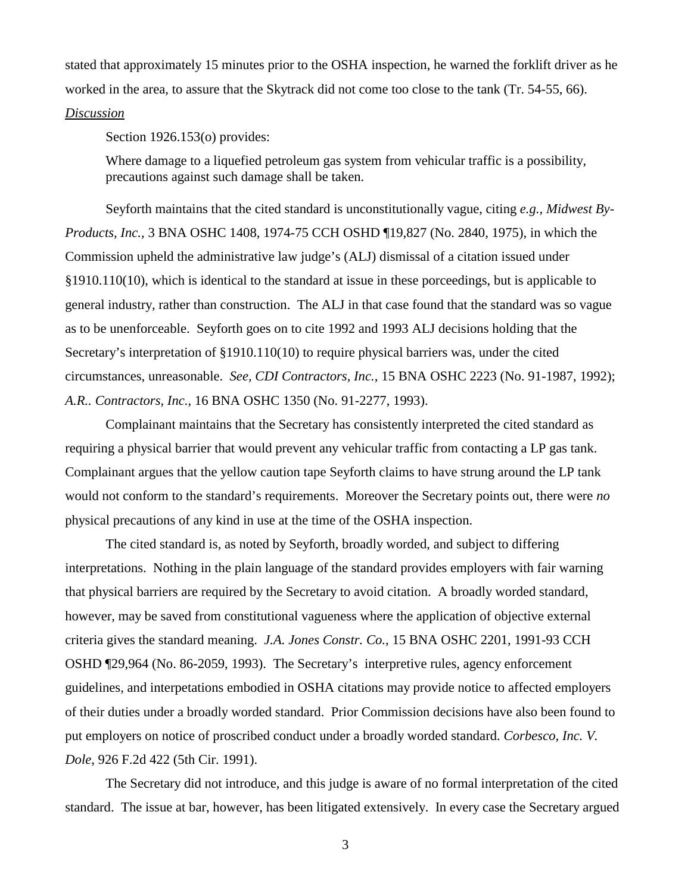stated that approximately 15 minutes prior to the OSHA inspection, he warned the forklift driver as he worked in the area, to assure that the Skytrack did not come too close to the tank (Tr. 54-55, 66).

*Discussion*

Section 1926.153(o) provides:

> Where damage to a liquefied petroleum gas system from vehicular traffic is a possibility, precautions against such damage shall be taken.

Seyforth maintains that the cited standard is unconstitutionally vague, citing *e.g., Midwest By-Products, Inc.,* 3 BNA OSHC 1408, 1974-75 CCH OSHD ¶19,827 (No. 2840, 1975), in which the Commission upheld the administrative law judge's (ALJ) dismissal of a citation issued under §1910.110(10), which is identical to the standard at issue in these porceedings, but is applicable to general industry, rather than construction. The ALJ in that case found that the standard was so vague as to be unenforceable. Seyforth goes on to cite 1992 and 1993 ALJ decisions holding that the Secretary's interpretation of §1910.110(10) to require physical barriers was, under the cited circumstances, unreasonable. *See, CDI Contractors, Inc.,* 15 BNA OSHC 2223 (No. 91-1987, 1992); *A.R.. Contractors, Inc.*, 16 BNA OSHC 1350 (No. 91-2277, 1993).

Complainant maintains that the Secretary has consistently interpreted the cited standard as requiring a physical barrier that would prevent any vehicular traffic from contacting a LP gas tank. Complainant argues that the yellow caution tape Seyforth claims to have strung around the LP tank would not conform to the standard's requirements. Moreover the Secretary points out, there were *no* physical precautions of any kind in use at the time of the OSHA inspection.

The cited standard is, as noted by Seyforth, broadly worded, and subject to differing interpretations. Nothing in the plain language of the standard provides employers with fair warning that physical barriers are required by the Secretary to avoid citation. A broadly worded standard, however, may be saved from constitutional vagueness where the application of objective external criteria gives the standard meaning. *J.A. Jones Constr. Co.*, 15 BNA OSHC 2201, 1991-93 CCH OSHD ¶29,964 (No. 86-2059, 1993). The Secretary's interpretive rules, agency enforcement guidelines, and interpetations embodied in OSHA citations may provide notice to affected employers of their duties under a broadly worded standard. Prior Commission decisions have also been found to put employers on notice of proscribed conduct under a broadly worded standard. *Corbesco, Inc. V. Dole*, 926 F.2d 422 (5th Cir. 1991).

The Secretary did not introduce, and this judge is aware of no formal interpretation of the cited standard. The issue at bar, however, has been litigated extensively. In every case the Secretary argued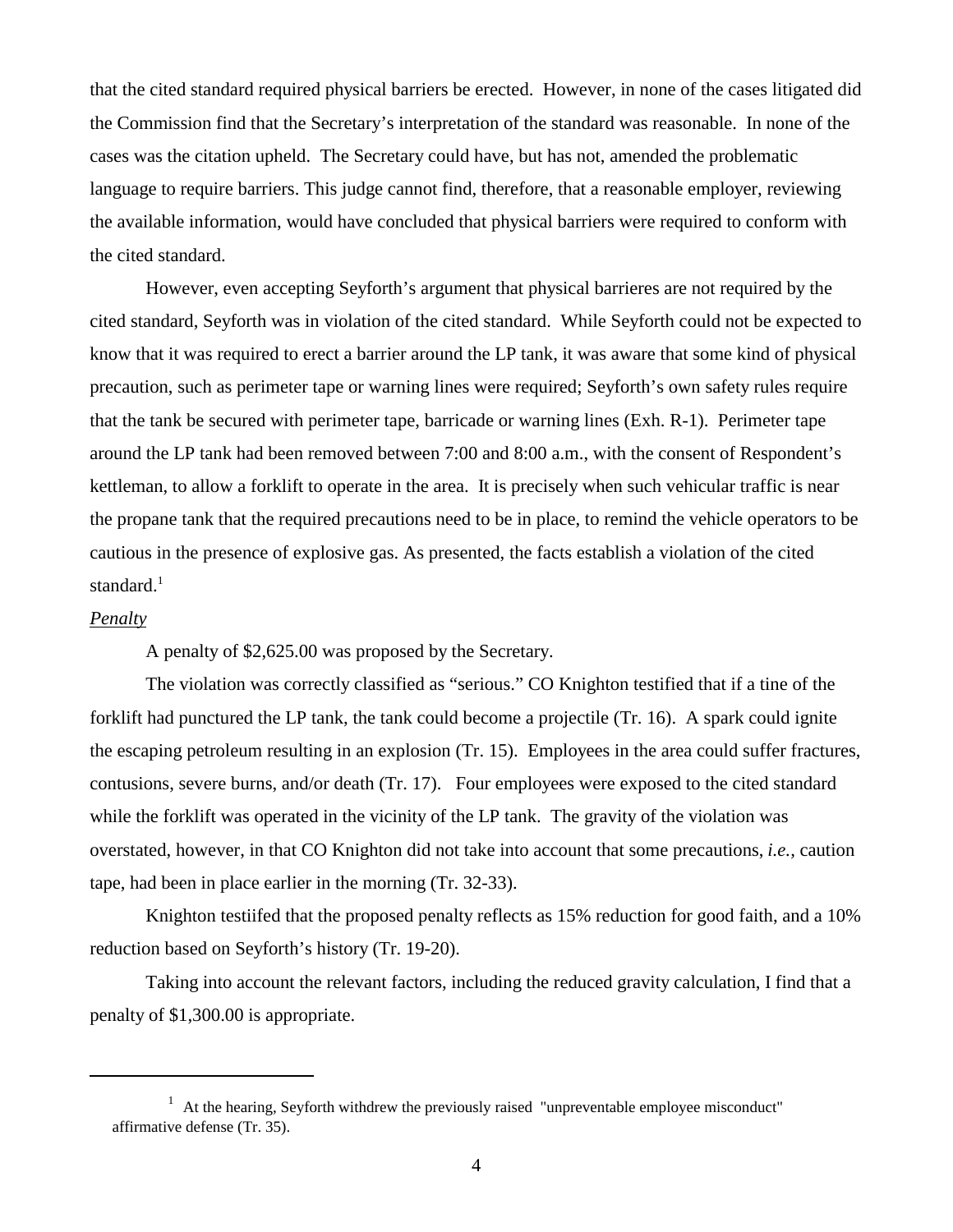that the cited standard required physical barriers be erected. However, in none of the cases litigated did the Commission find that the Secretary's interpretation of the standard was reasonable. In none of the cases was the citation upheld. The Secretary could have, but has not, amended the problematic language to require barriers. This judge cannot find, therefore, that a reasonable employer, reviewing the available information, would have concluded that physical barriers were required to conform with the cited standard.

However, even accepting Seyforth's argument that physical barrieres are not required by the cited standard, Seyforth was in violation of the cited standard. While Seyforth could not be expected to know that it was required to erect a barrier around the LP tank, it was aware that some kind of physical precaution, such as perimeter tape or warning lines were required; Seyforth's own safety rules require that the tank be secured with perimeter tape, barricade or warning lines (Exh. R-1). Perimeter tape around the LP tank had been removed between 7:00 and 8:00 a.m., with the consent of Respondent's kettleman, to allow a forklift to operate in the area. It is precisely when such vehicular traffic is near the propane tank that the required precautions need to be in place, to remind the vehicle operators to be cautious in the presence of explosive gas. As presented, the facts establish a violation of the cited standard.[1]

*Penalty*

A penalty of $2,625.00 was proposed by the Secretary.

The violation was correctly classified as "serious." CO Knighton testified that if a tine of the forklift had punctured the LP tank, the tank could become a projectile (Tr. 16). A spark could ignite the escaping petroleum resulting in an explosion (Tr. 15). Employees in the area could suffer fractures, contusions, severe burns, and/or death (Tr. 17). Four employees were exposed to the cited standard while the forklift was operated in the vicinity of the LP tank. The gravity of the violation was overstated, however, in that CO Knighton did not take into account that some precautions, *i.e.*, caution tape, had been in place earlier in the morning (Tr. 32-33).

Knighton testiifed that the proposed penalty reflects as 15% reduction for good faith, and a 10% reduction based on Seyforth's history (Tr. 19-20).

Taking into account the relevant factors, including the reduced gravity calculation, I find that a penalty of $1,300.00 is appropriate.

---

[1] At the hearing, Seyforth withdrew the previously raised "unpreventable employee misconduct" affirmative defense (Tr. 35).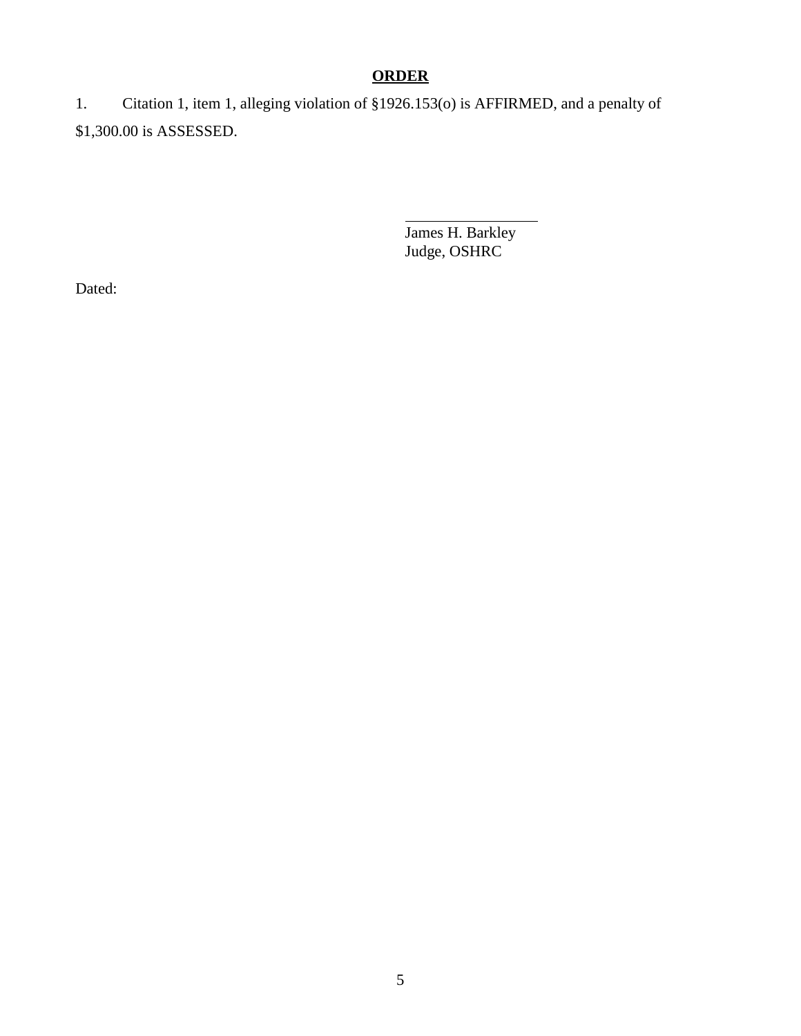**ORDER**

1. Citation 1, item 1, alleging violation of §1926.153(o) is AFFIRMED, and a penalty of $1,300.00 is ASSESSED.

James H. Barkley
Judge, OSHRC

Dated: